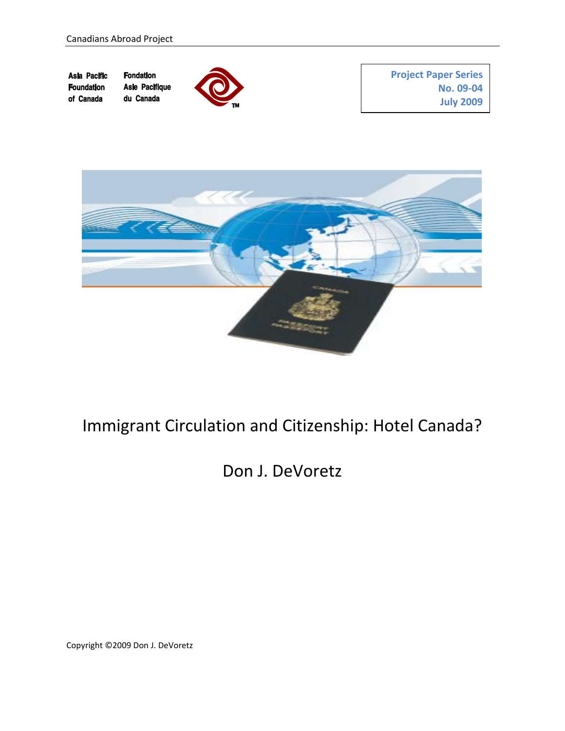Canadians Abroad Project

Asia Pacific Foundation of Canada | Fondation Asie Pacifique du Canada

**Project Paper Series**
**No. 09-04**
**July 2009**

# Immigrant Circulation and Citizenship: Hotel Canada?

## Don J. DeVoretz

Copyright ©2009 Don J. DeVoretz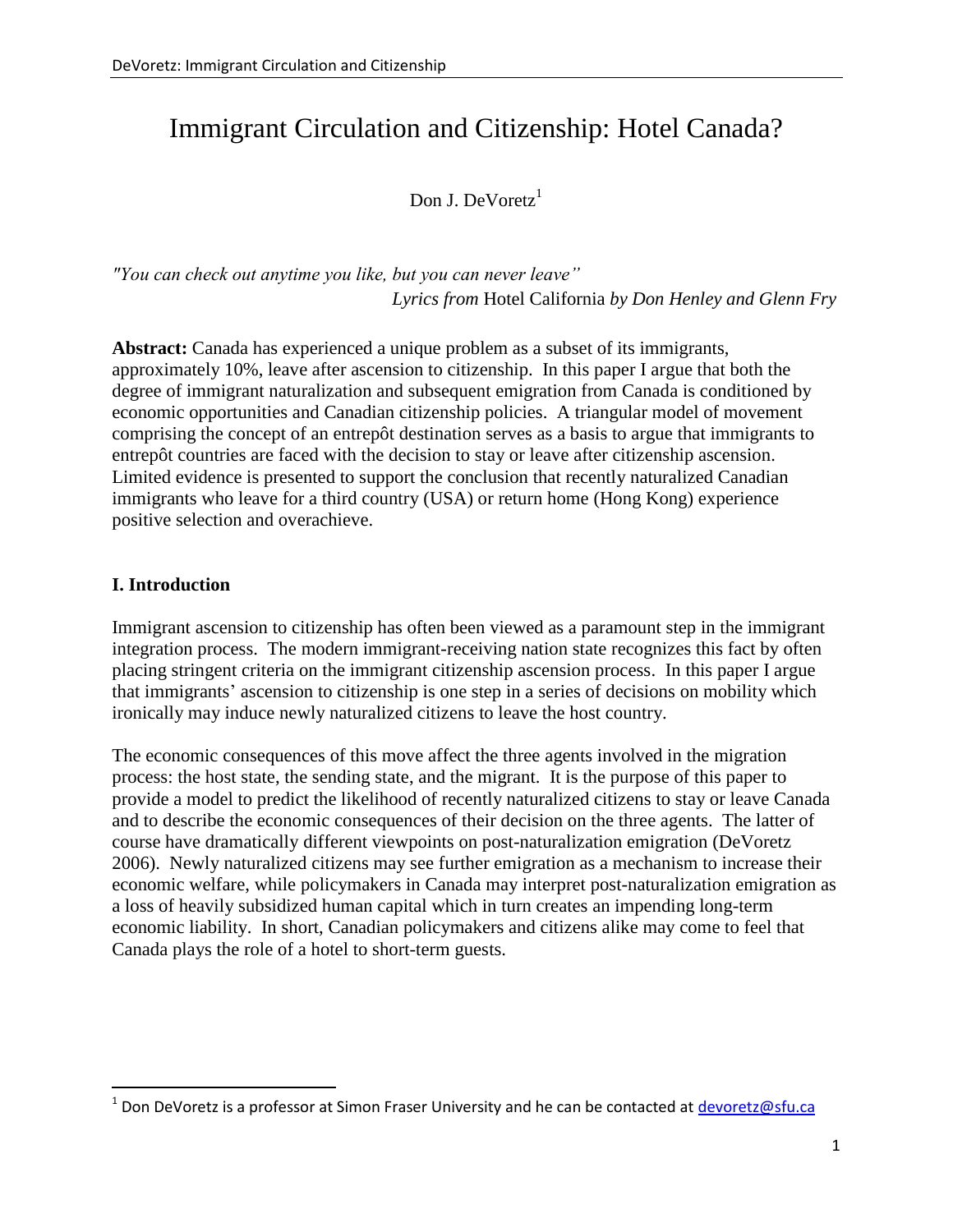# Immigrant Circulation and Citizenship: Hotel Canada?

Don J. DeVoretz[1]

*"You can check out anytime you like, but you can never leave"*
*Lyrics from* Hotel California *by Don Henley and Glenn Fry*

**Abstract:** Canada has experienced a unique problem as a subset of its immigrants, approximately 10%, leave after ascension to citizenship. In this paper I argue that both the degree of immigrant naturalization and subsequent emigration from Canada is conditioned by economic opportunities and Canadian citizenship policies. A triangular model of movement comprising the concept of an entrepôt destination serves as a basis to argue that immigrants to entrepôt countries are faced with the decision to stay or leave after citizenship ascension. Limited evidence is presented to support the conclusion that recently naturalized Canadian immigrants who leave for a third country (USA) or return home (Hong Kong) experience positive selection and overachieve.

## I. Introduction

Immigrant ascension to citizenship has often been viewed as a paramount step in the immigrant integration process. The modern immigrant-receiving nation state recognizes this fact by often placing stringent criteria on the immigrant citizenship ascension process. In this paper I argue that immigrants' ascension to citizenship is one step in a series of decisions on mobility which ironically may induce newly naturalized citizens to leave the host country.

The economic consequences of this move affect the three agents involved in the migration process: the host state, the sending state, and the migrant. It is the purpose of this paper to provide a model to predict the likelihood of recently naturalized citizens to stay or leave Canada and to describe the economic consequences of their decision on the three agents. The latter of course have dramatically different viewpoints on post-naturalization emigration (DeVoretz 2006). Newly naturalized citizens may see further emigration as a mechanism to increase their economic welfare, while policymakers in Canada may interpret post-naturalization emigration as a loss of heavily subsidized human capital which in turn creates an impending long-term economic liability. In short, Canadian policymakers and citizens alike may come to feel that Canada plays the role of a hotel to short-term guests.

[1] Don DeVoretz is a professor at Simon Fraser University and he can be contacted at devoretz@sfu.ca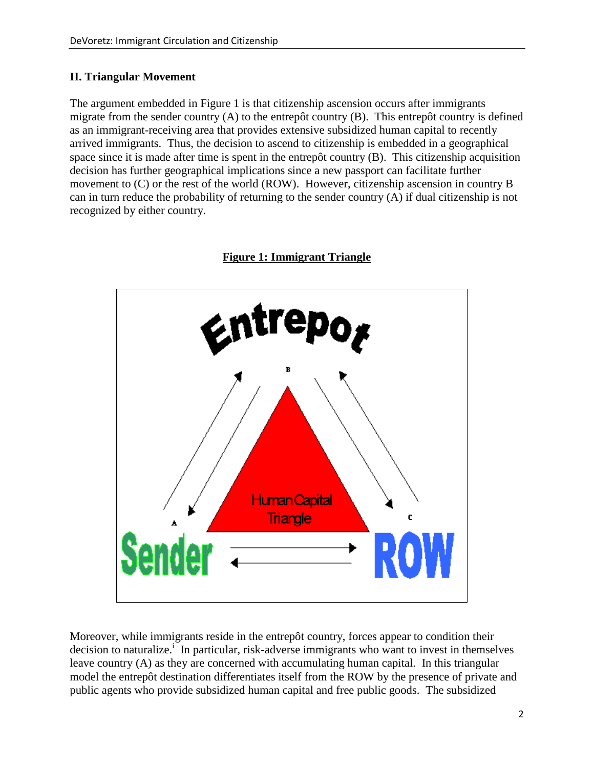## II. Triangular Movement

The argument embedded in Figure 1 is that citizenship ascension occurs after immigrants migrate from the sender country (A) to the entrepôt country (B). This entrepôt country is defined as an immigrant-receiving area that provides extensive subsidized human capital to recently arrived immigrants. Thus, the decision to ascend to citizenship is embedded in a geographical space since it is made after time is spent in the entrepôt country (B). This citizenship acquisition decision has further geographical implications since a new passport can facilitate further movement to (C) or the rest of the world (ROW). However, citizenship ascension in country B can in turn reduce the probability of returning to the sender country (A) if dual citizenship is not recognized by either country.

**Figure 1: Immigrant Triangle**

Moreover, while immigrants reside in the entrepôt country, forces appear to condition their decision to naturalize.[i] In particular, risk-adverse immigrants who want to invest in themselves leave country (A) as they are concerned with accumulating human capital. In this triangular model the entrepôt destination differentiates itself from the ROW by the presence of private and public agents who provide subsidized human capital and free public goods. The subsidized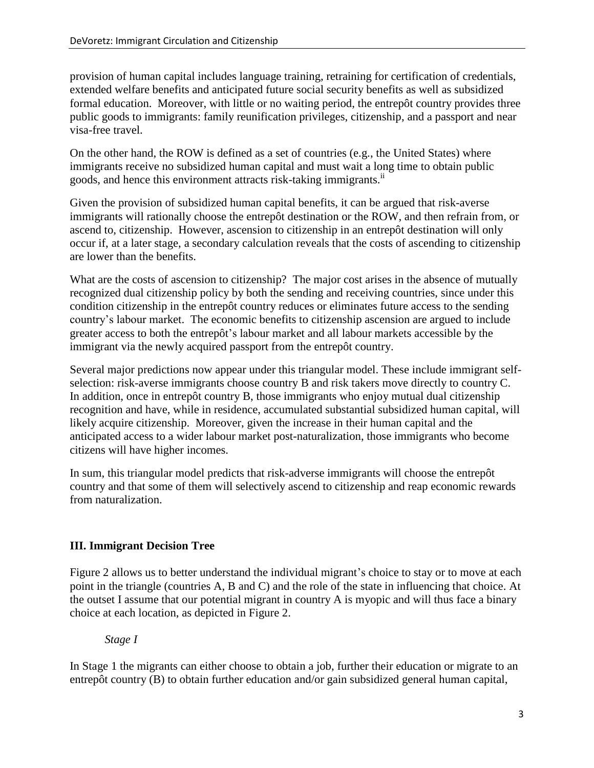provision of human capital includes language training, retraining for certification of credentials, extended welfare benefits and anticipated future social security benefits as well as subsidized formal education. Moreover, with little or no waiting period, the entrepôt country provides three public goods to immigrants: family reunification privileges, citizenship, and a passport and near visa-free travel.

On the other hand, the ROW is defined as a set of countries (e.g., the United States) where immigrants receive no subsidized human capital and must wait a long time to obtain public goods, and hence this environment attracts risk-taking immigrants.[ii]

Given the provision of subsidized human capital benefits, it can be argued that risk-averse immigrants will rationally choose the entrepôt destination or the ROW, and then refrain from, or ascend to, citizenship. However, ascension to citizenship in an entrepôt destination will only occur if, at a later stage, a secondary calculation reveals that the costs of ascending to citizenship are lower than the benefits.

What are the costs of ascension to citizenship? The major cost arises in the absence of mutually recognized dual citizenship policy by both the sending and receiving countries, since under this condition citizenship in the entrepôt country reduces or eliminates future access to the sending country's labour market. The economic benefits to citizenship ascension are argued to include greater access to both the entrepôt's labour market and all labour markets accessible by the immigrant via the newly acquired passport from the entrepôt country.

Several major predictions now appear under this triangular model. These include immigrant self-selection: risk-averse immigrants choose country B and risk takers move directly to country C. In addition, once in entrepôt country B, those immigrants who enjoy mutual dual citizenship recognition and have, while in residence, accumulated substantial subsidized human capital, will likely acquire citizenship. Moreover, given the increase in their human capital and the anticipated access to a wider labour market post-naturalization, those immigrants who become citizens will have higher incomes.

In sum, this triangular model predicts that risk-adverse immigrants will choose the entrepôt country and that some of them will selectively ascend to citizenship and reap economic rewards from naturalization.

## III. Immigrant Decision Tree

Figure 2 allows us to better understand the individual migrant's choice to stay or to move at each point in the triangle (countries A, B and C) and the role of the state in influencing that choice. At the outset I assume that our potential migrant in country A is myopic and will thus face a binary choice at each location, as depicted in Figure 2.

*Stage I*

In Stage 1 the migrants can either choose to obtain a job, further their education or migrate to an entrepôt country (B) to obtain further education and/or gain subsidized general human capital,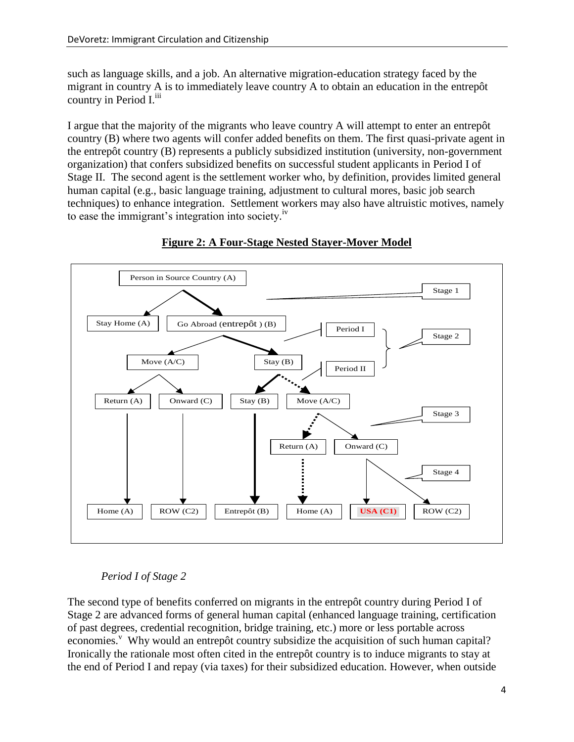such as language skills, and a job. An alternative migration-education strategy faced by the migrant in country A is to immediately leave country A to obtain an education in the entrepôt country in Period I.[iii]

I argue that the majority of the migrants who leave country A will attempt to enter an entrepôt country (B) where two agents will confer added benefits on them. The first quasi-private agent in the entrepôt country (B) represents a publicly subsidized institution (university, non-government organization) that confers subsidized benefits on successful student applicants in Period I of Stage II. The second agent is the settlement worker who, by definition, provides limited general human capital (e.g., basic language training, adjustment to cultural mores, basic job search techniques) to enhance integration. Settlement workers may also have altruistic motives, namely to ease the immigrant's integration into society.[iv]

**Figure 2: A Four-Stage Nested Stayer-Mover Model**

Person in Source Country (A)

Stage 1

Stay Home (A) | Go Abroad (entrepôt ) (B)

Stage 2: Period I, Period II

Move (A/C) | Stay (B)

Return (A) | Onward (C) | Stay (B) | Move (A/C)

Stage 3

Return (A) | Onward (C)

Stage 4

Home (A) | ROW (C2) | Entrepôt (B) | Home (A) | USA (C1) | ROW (C2)

*Period I of Stage 2*

The second type of benefits conferred on migrants in the entrepôt country during Period I of Stage 2 are advanced forms of general human capital (enhanced language training, certification of past degrees, credential recognition, bridge training, etc.) more or less portable across economies.[v] Why would an entrepôt country subsidize the acquisition of such human capital? Ironically the rationale most often cited in the entrepôt country is to induce migrants to stay at the end of Period I and repay (via taxes) for their subsidized education. However, when outside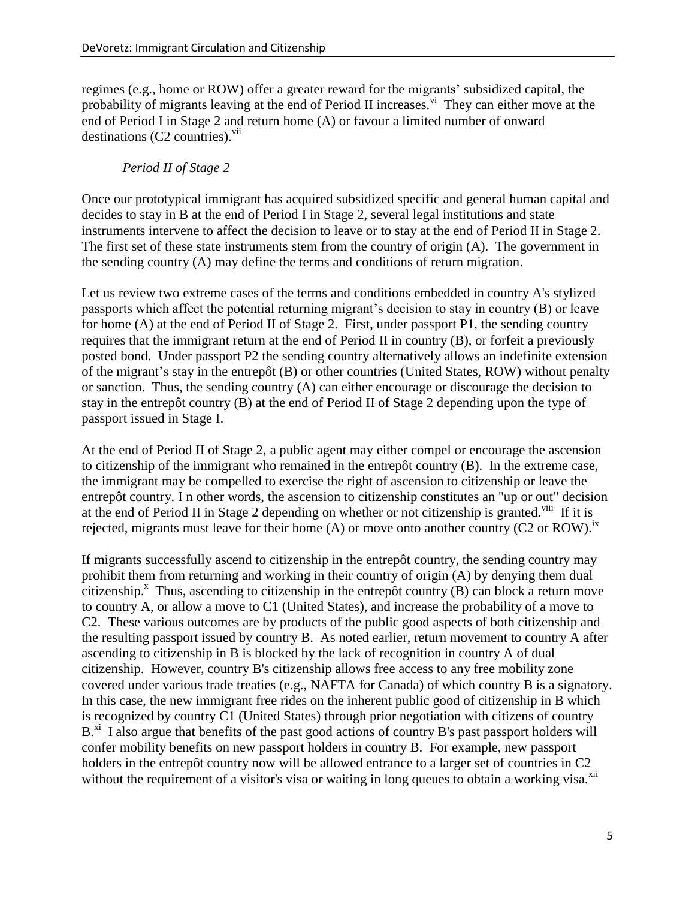regimes (e.g., home or ROW) offer a greater reward for the migrants' subsidized capital, the probability of migrants leaving at the end of Period II increases.[vi] They can either move at the end of Period I in Stage 2 and return home (A) or favour a limited number of onward destinations (C2 countries).[vii]

*Period II of Stage 2*

Once our prototypical immigrant has acquired subsidized specific and general human capital and decides to stay in B at the end of Period I in Stage 2, several legal institutions and state instruments intervene to affect the decision to leave or to stay at the end of Period II in Stage 2. The first set of these state instruments stem from the country of origin (A). The government in the sending country (A) may define the terms and conditions of return migration.

Let us review two extreme cases of the terms and conditions embedded in country A's stylized passports which affect the potential returning migrant's decision to stay in country (B) or leave for home (A) at the end of Period II of Stage 2. First, under passport P1, the sending country requires that the immigrant return at the end of Period II in country (B), or forfeit a previously posted bond. Under passport P2 the sending country alternatively allows an indefinite extension of the migrant's stay in the entrepôt (B) or other countries (United States, ROW) without penalty or sanction. Thus, the sending country (A) can either encourage or discourage the decision to stay in the entrepôt country (B) at the end of Period II of Stage 2 depending upon the type of passport issued in Stage I.

At the end of Period II of Stage 2, a public agent may either compel or encourage the ascension to citizenship of the immigrant who remained in the entrepôt country (B). In the extreme case, the immigrant may be compelled to exercise the right of ascension to citizenship or leave the entrepôt country. I n other words, the ascension to citizenship constitutes an "up or out" decision at the end of Period II in Stage 2 depending on whether or not citizenship is granted.[viii] If it is rejected, migrants must leave for their home (A) or move onto another country (C2 or ROW).[ix]

If migrants successfully ascend to citizenship in the entrepôt country, the sending country may prohibit them from returning and working in their country of origin (A) by denying them dual citizenship.[x] Thus, ascending to citizenship in the entrepôt country (B) can block a return move to country A, or allow a move to C1 (United States), and increase the probability of a move to C2. These various outcomes are by products of the public good aspects of both citizenship and the resulting passport issued by country B. As noted earlier, return movement to country A after ascending to citizenship in B is blocked by the lack of recognition in country A of dual citizenship. However, country B's citizenship allows free access to any free mobility zone covered under various trade treaties (e.g., NAFTA for Canada) of which country B is a signatory. In this case, the new immigrant free rides on the inherent public good of citizenship in B which is recognized by country C1 (United States) through prior negotiation with citizens of country B.[xi] I also argue that benefits of the past good actions of country B's past passport holders will confer mobility benefits on new passport holders in country B. For example, new passport holders in the entrepôt country now will be allowed entrance to a larger set of countries in C2 without the requirement of a visitor's visa or waiting in long queues to obtain a working visa.[xii]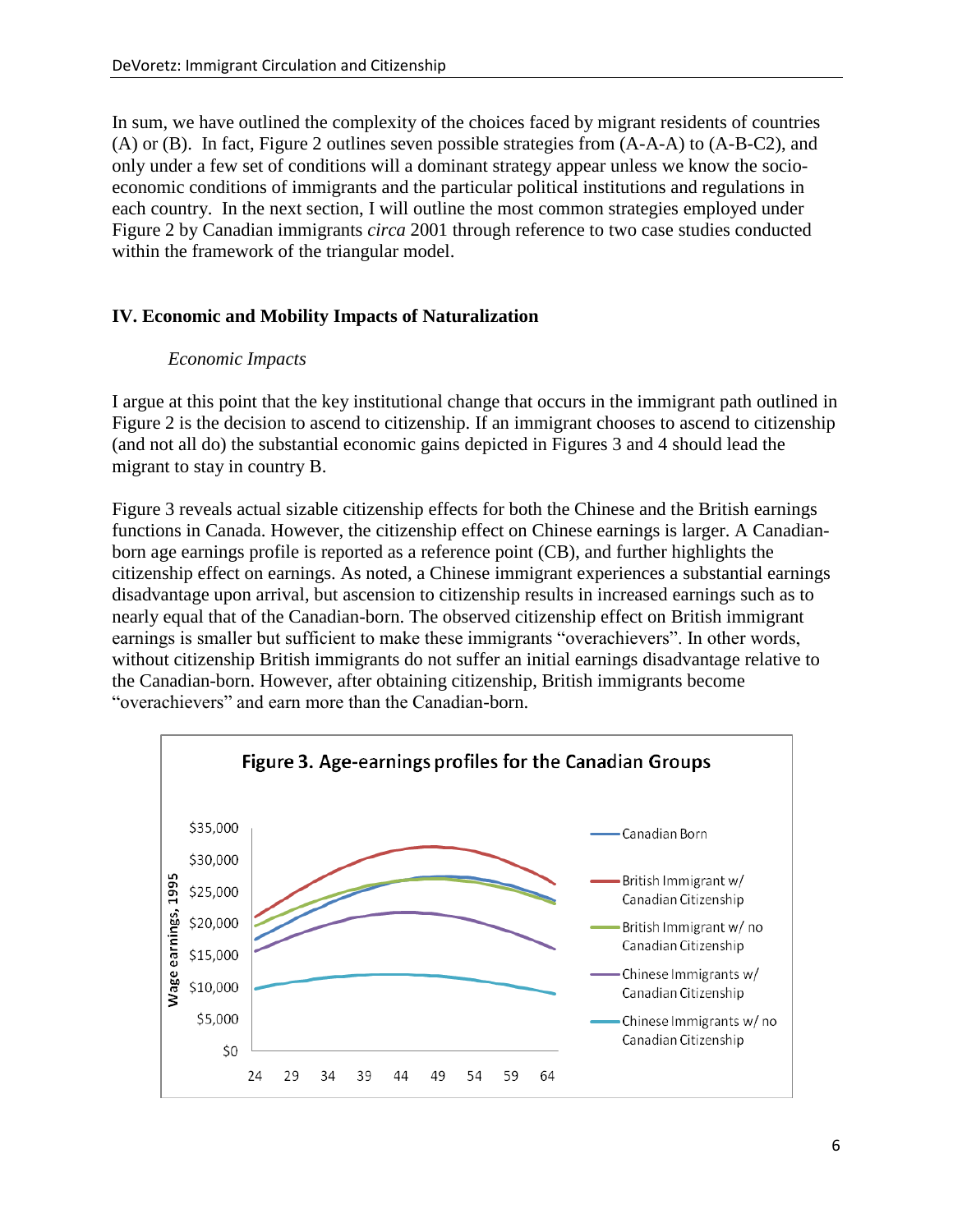In sum, we have outlined the complexity of the choices faced by migrant residents of countries (A) or (B). In fact, Figure 2 outlines seven possible strategies from (A-A-A) to (A-B-C2), and only under a few set of conditions will a dominant strategy appear unless we know the socio-economic conditions of immigrants and the particular political institutions and regulations in each country. In the next section, I will outline the most common strategies employed under Figure 2 by Canadian immigrants *circa* 2001 through reference to two case studies conducted within the framework of the triangular model.

## IV. Economic and Mobility Impacts of Naturalization

### *Economic Impacts*

I argue at this point that the key institutional change that occurs in the immigrant path outlined in Figure 2 is the decision to ascend to citizenship. If an immigrant chooses to ascend to citizenship (and not all do) the substantial economic gains depicted in Figures 3 and 4 should lead the migrant to stay in country B.

Figure 3 reveals actual sizable citizenship effects for both the Chinese and the British earnings functions in Canada. However, the citizenship effect on Chinese earnings is larger. A Canadian-born age earnings profile is reported as a reference point (CB), and further highlights the citizenship effect on earnings. As noted, a Chinese immigrant experiences a substantial earnings disadvantage upon arrival, but ascension to citizenship results in increased earnings such as to nearly equal that of the Canadian-born. The observed citizenship effect on British immigrant earnings is smaller but sufficient to make these immigrants "overachievers". In other words, without citizenship British immigrants do not suffer an initial earnings disadvantage relative to the Canadian-born. However, after obtaining citizenship, British immigrants become "overachievers" and earn more than the Canadian-born.

**Figure 3. Age-earnings profiles for the Canadian Groups**

| Legend |
|---|
| Canadian Born |
| British Immigrant w/ Canadian Citizenship |
| British Immigrant w/ no Canadian Citizenship |
| Chinese Immigrants w/ Canadian Citizenship |
| Chinese Immigrants w/ no Canadian Citizenship |

Y-axis: Wage earnings, 1995 ($0 – $35,000); X-axis: Age (24 – 64)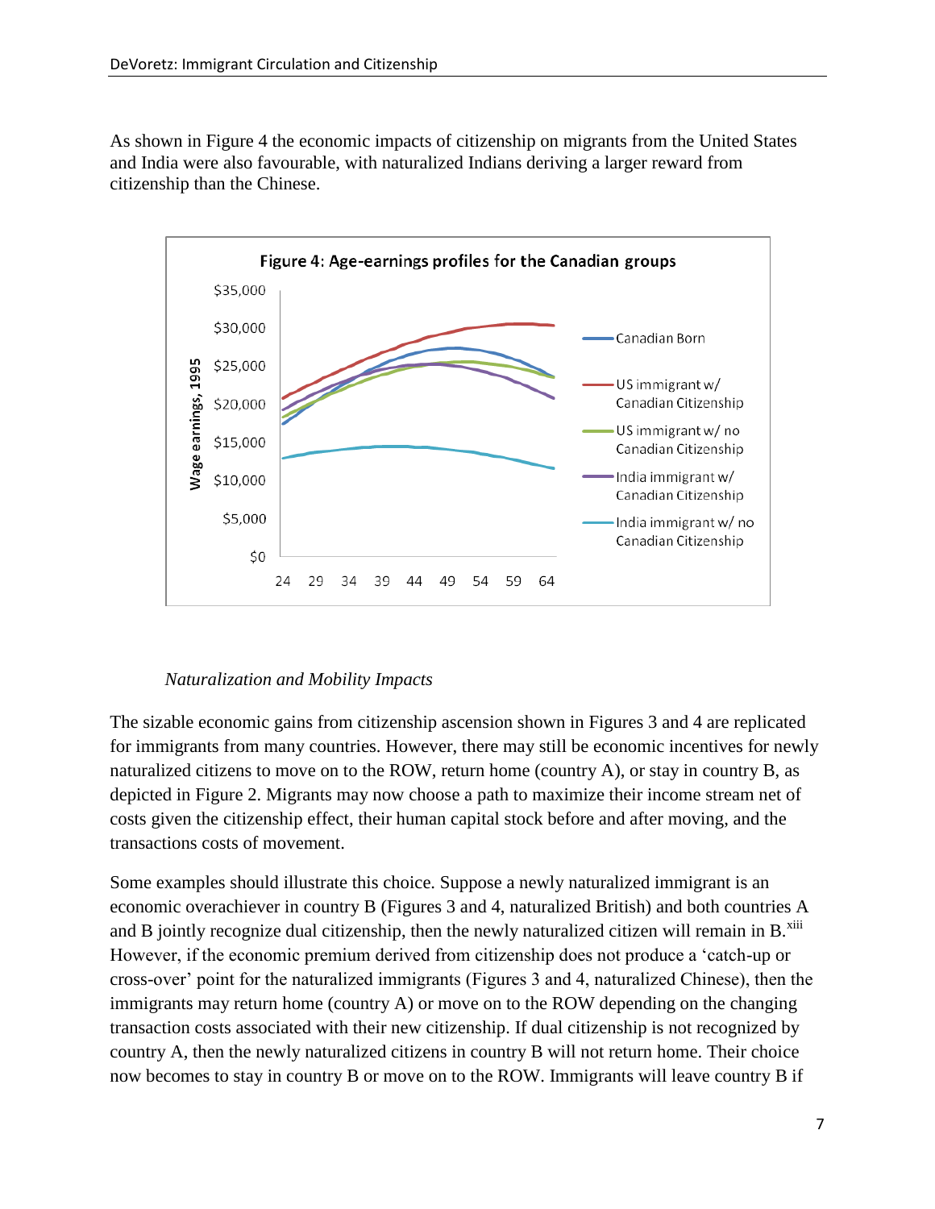As shown in Figure 4 the economic impacts of citizenship on migrants from the United States and India were also favourable, with naturalized Indians deriving a larger reward from citizenship than the Chinese.

*Naturalization and Mobility Impacts*

The sizable economic gains from citizenship ascension shown in Figures 3 and 4 are replicated for immigrants from many countries. However, there may still be economic incentives for newly naturalized citizens to move on to the ROW, return home (country A), or stay in country B, as depicted in Figure 2. Migrants may now choose a path to maximize their income stream net of costs given the citizenship effect, their human capital stock before and after moving, and the transactions costs of movement.

Some examples should illustrate this choice. Suppose a newly naturalized immigrant is an economic overachiever in country B (Figures 3 and 4, naturalized British) and both countries A and B jointly recognize dual citizenship, then the newly naturalized citizen will remain in B.[xiii] However, if the economic premium derived from citizenship does not produce a 'catch-up or cross-over' point for the naturalized immigrants (Figures 3 and 4, naturalized Chinese), then the immigrants may return home (country A) or move on to the ROW depending on the changing transaction costs associated with their new citizenship. If dual citizenship is not recognized by country A, then the newly naturalized citizens in country B will not return home. Their choice now becomes to stay in country B or move on to the ROW. Immigrants will leave country B if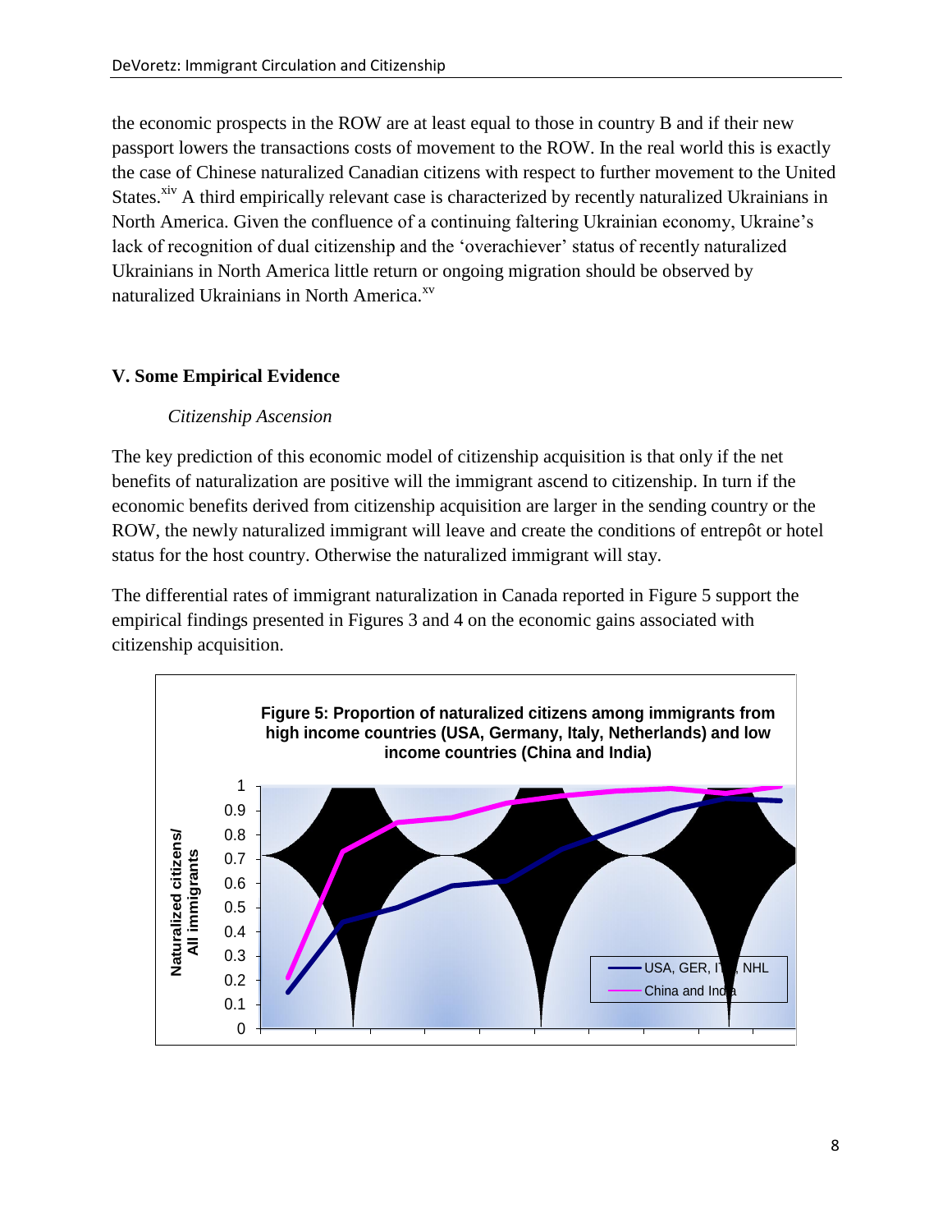the economic prospects in the ROW are at least equal to those in country B and if their new passport lowers the transactions costs of movement to the ROW. In the real world this is exactly the case of Chinese naturalized Canadian citizens with respect to further movement to the United States.[xiv] A third empirically relevant case is characterized by recently naturalized Ukrainians in North America. Given the confluence of a continuing faltering Ukrainian economy, Ukraine's lack of recognition of dual citizenship and the 'overachiever' status of recently naturalized Ukrainians in North America little return or ongoing migration should be observed by naturalized Ukrainians in North America.[xv]

## V. Some Empirical Evidence

*Citizenship Ascension*

The key prediction of this economic model of citizenship acquisition is that only if the net benefits of naturalization are positive will the immigrant ascend to citizenship. In turn if the economic benefits derived from citizenship acquisition are larger in the sending country or the ROW, the newly naturalized immigrant will leave and create the conditions of entrepôt or hotel status for the host country. Otherwise the naturalized immigrant will stay.

The differential rates of immigrant naturalization in Canada reported in Figure 5 support the empirical findings presented in Figures 3 and 4 on the economic gains associated with citizenship acquisition.

**Figure 5: Proportion of naturalized citizens among immigrants from high income countries (USA, Germany, Italy, Netherlands) and low income countries (China and India)**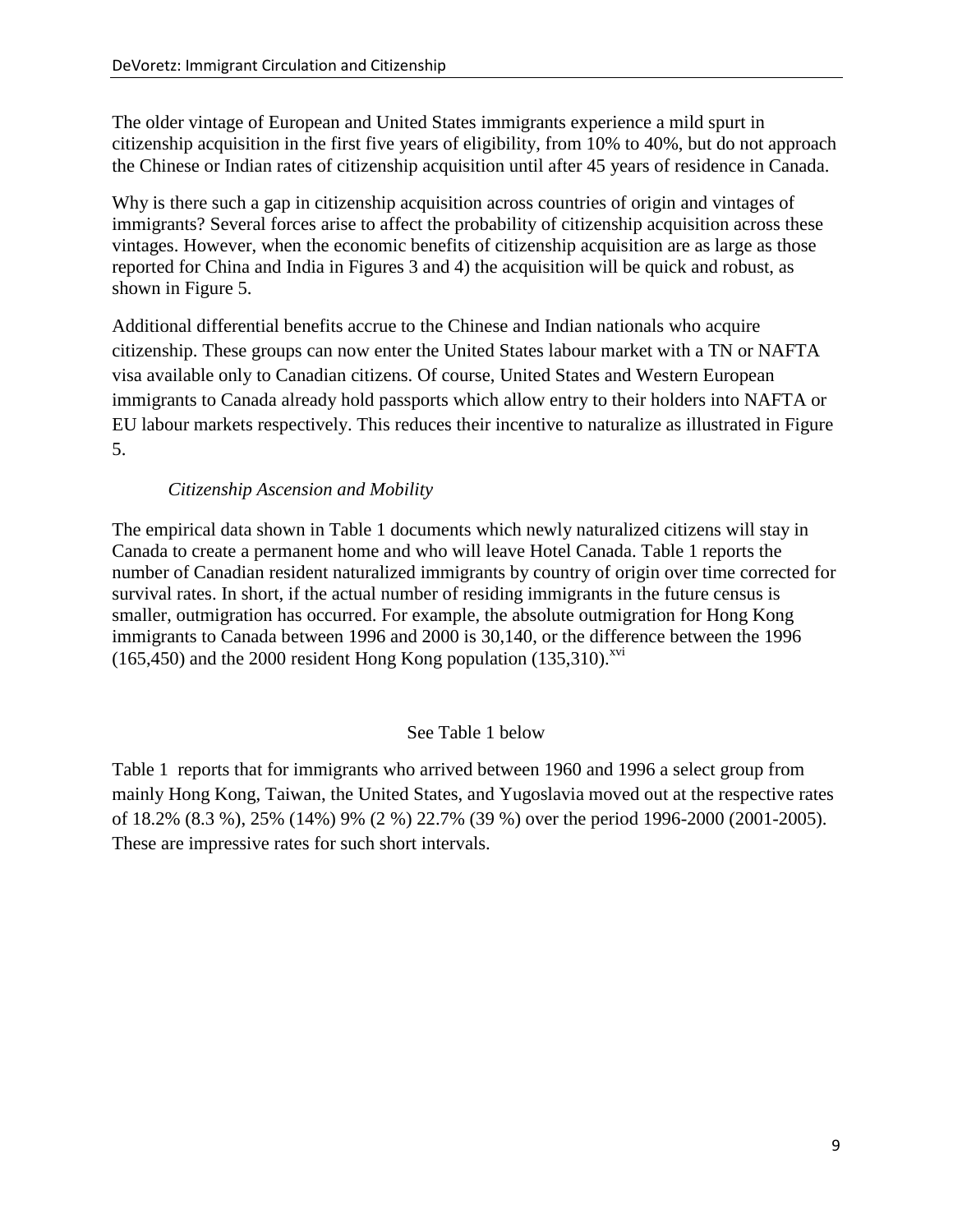The older vintage of European and United States immigrants experience a mild spurt in citizenship acquisition in the first five years of eligibility, from 10% to 40%, but do not approach the Chinese or Indian rates of citizenship acquisition until after 45 years of residence in Canada.

Why is there such a gap in citizenship acquisition across countries of origin and vintages of immigrants? Several forces arise to affect the probability of citizenship acquisition across these vintages. However, when the economic benefits of citizenship acquisition are as large as those reported for China and India in Figures 3 and 4) the acquisition will be quick and robust, as shown in Figure 5.

Additional differential benefits accrue to the Chinese and Indian nationals who acquire citizenship. These groups can now enter the United States labour market with a TN or NAFTA visa available only to Canadian citizens. Of course, United States and Western European immigrants to Canada already hold passports which allow entry to their holders into NAFTA or EU labour markets respectively. This reduces their incentive to naturalize as illustrated in Figure 5.

*Citizenship Ascension and Mobility*

The empirical data shown in Table 1 documents which newly naturalized citizens will stay in Canada to create a permanent home and who will leave Hotel Canada. Table 1 reports the number of Canadian resident naturalized immigrants by country of origin over time corrected for survival rates. In short, if the actual number of residing immigrants in the future census is smaller, outmigration has occurred. For example, the absolute outmigration for Hong Kong immigrants to Canada between 1996 and 2000 is 30,140, or the difference between the 1996 (165,450) and the 2000 resident Hong Kong population (135,310).[xvi]

See Table 1 below

Table 1 reports that for immigrants who arrived between 1960 and 1996 a select group from mainly Hong Kong, Taiwan, the United States, and Yugoslavia moved out at the respective rates of 18.2% (8.3 %), 25% (14%) 9% (2 %) 22.7% (39 %) over the period 1996-2000 (2001-2005). These are impressive rates for such short intervals.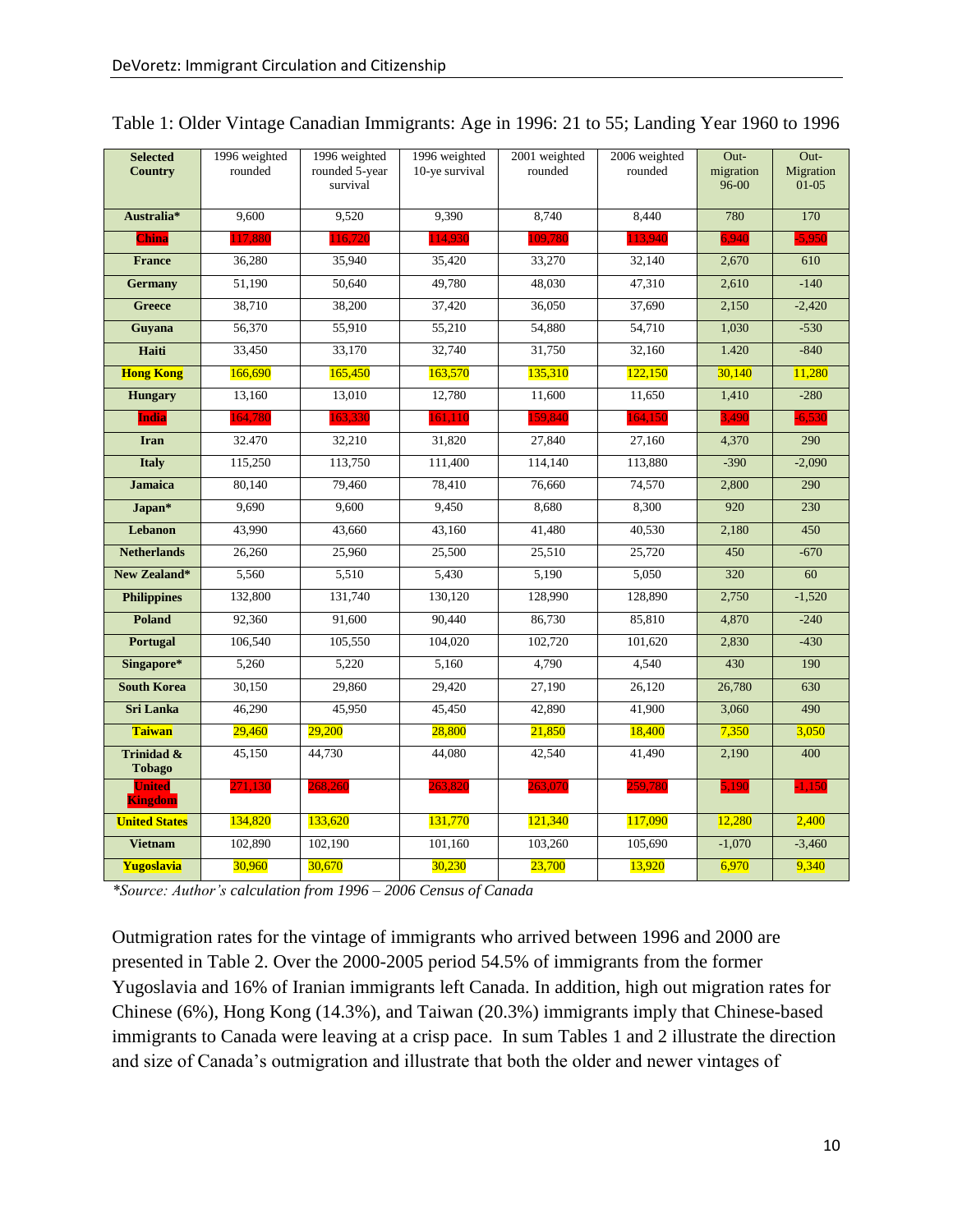Table 1: Older Vintage Canadian Immigrants: Age in 1996: 21 to 55; Landing Year 1960 to 1996

| Selected Country | 1996 weighted rounded | 1996 weighted rounded 5-year survival | 1996 weighted 10-ye survival | 2001 weighted rounded | 2006 weighted rounded | Out-migration 96-00 | Out-Migration 01-05 |
|---|---|---|---|---|---|---|---|
| Australia* | 9,600 | 9,520 | 9,390 | 8,740 | 8,440 | 780 | 170 |
| China | 117,880 | 116,720 | 114,930 | 109,780 | 113,940 | 6,940 | -5,950 |
| France | 36,280 | 35,940 | 35,420 | 33,270 | 32,140 | 2,670 | 610 |
| Germany | 51,190 | 50,640 | 49,780 | 48,030 | 47,310 | 2,610 | -140 |
| Greece | 38,710 | 38,200 | 37,420 | 36,050 | 37,690 | 2,150 | -2,420 |
| Guyana | 56,370 | 55,910 | 55,210 | 54,880 | 54,710 | 1,030 | -530 |
| Haiti | 33,450 | 33,170 | 32,740 | 31,750 | 32,160 | 1.420 | -840 |
| Hong Kong | 166,690 | 165,450 | 163,570 | 135,310 | 122,150 | 30,140 | 11,280 |
| Hungary | 13,160 | 13,010 | 12,780 | 11,600 | 11,650 | 1,410 | -280 |
| India | 164,780 | 163,330 | 161,110 | 159,840 | 164,150 | 3,490 | -6,530 |
| Iran | 32.470 | 32,210 | 31,820 | 27,840 | 27,160 | 4,370 | 290 |
| Italy | 115,250 | 113,750 | 111,400 | 114,140 | 113,880 | -390 | -2,090 |
| Jamaica | 80,140 | 79,460 | 78,410 | 76,660 | 74,570 | 2,800 | 290 |
| Japan* | 9,690 | 9,600 | 9,450 | 8,680 | 8,300 | 920 | 230 |
| Lebanon | 43,990 | 43,660 | 43,160 | 41,480 | 40,530 | 2,180 | 450 |
| Netherlands | 26,260 | 25,960 | 25,500 | 25,510 | 25,720 | 450 | -670 |
| New Zealand* | 5,560 | 5,510 | 5,430 | 5,190 | 5,050 | 320 | 60 |
| Philippines | 132,800 | 131,740 | 130,120 | 128,990 | 128,890 | 2,750 | -1,520 |
| Poland | 92,360 | 91,600 | 90,440 | 86,730 | 85,810 | 4,870 | -240 |
| Portugal | 106,540 | 105,550 | 104,020 | 102,720 | 101,620 | 2,830 | -430 |
| Singapore* | 5,260 | 5,220 | 5,160 | 4,790 | 4,540 | 430 | 190 |
| South Korea | 30,150 | 29,860 | 29,420 | 27,190 | 26,120 | 26,780 | 630 |
| Sri Lanka | 46,290 | 45,950 | 45,450 | 42,890 | 41,900 | 3,060 | 490 |
| Taiwan | 29,460 | 29,200 | 28,800 | 21,850 | 18,400 | 7,350 | 3,050 |
| Trinidad & Tobago | 45,150 | 44,730 | 44,080 | 42,540 | 41,490 | 2,190 | 400 |
| United Kingdom | 271,130 | 268,260 | 263,820 | 263,070 | 259,780 | 5,190 | -1,150 |
| United States | 134,820 | 133,620 | 131,770 | 121,340 | 117,090 | 12,280 | 2,400 |
| Vietnam | 102,890 | 102,190 | 101,160 | 103,260 | 105,690 | -1,070 | -3,460 |
| Yugoslavia | 30,960 | 30,670 | 30,230 | 23,700 | 13,920 | 6,970 | 9,340 |

*\*Source: Author's calculation from 1996 – 2006 Census of Canada*

Outmigration rates for the vintage of immigrants who arrived between 1996 and 2000 are presented in Table 2. Over the 2000-2005 period 54.5% of immigrants from the former Yugoslavia and 16% of Iranian immigrants left Canada. In addition, high out migration rates for Chinese (6%), Hong Kong (14.3%), and Taiwan (20.3%) immigrants imply that Chinese-based immigrants to Canada were leaving at a crisp pace. In sum Tables 1 and 2 illustrate the direction and size of Canada's outmigration and illustrate that both the older and newer vintages of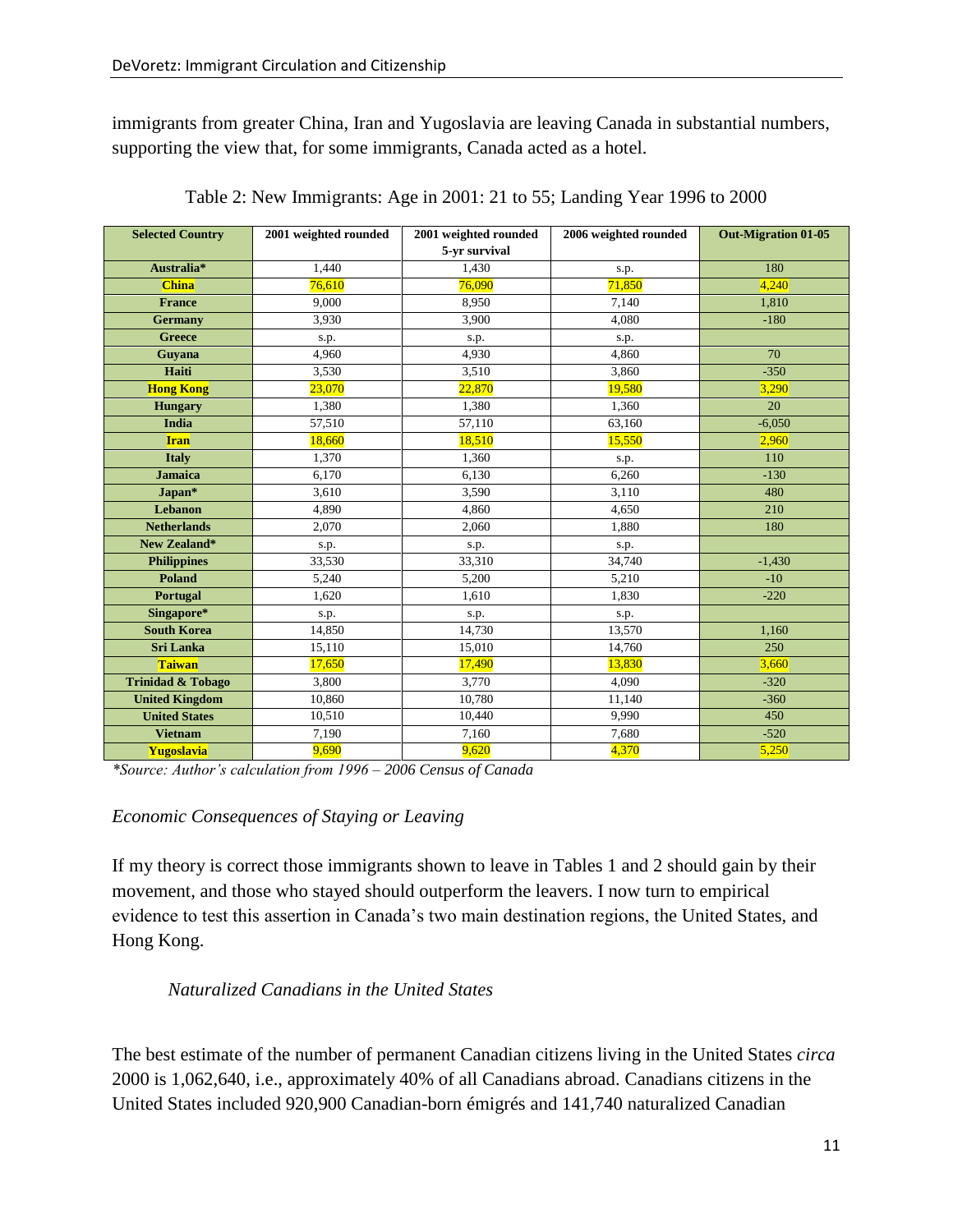immigrants from greater China, Iran and Yugoslavia are leaving Canada in substantial numbers, supporting the view that, for some immigrants, Canada acted as a hotel.

Table 2: New Immigrants: Age in 2001: 21 to 55; Landing Year 1996 to 2000

| Selected Country | 2001 weighted rounded | 2001 weighted rounded 5-yr survival | 2006 weighted rounded | Out-Migration 01-05 |
|---|---|---|---|---|
| **Australia*** | 1,440 | 1,430 | s.p. | 180 |
| **China** | 76,610 | 76,090 | 71,850 | 4,240 |
| **France** | 9,000 | 8,950 | 7,140 | 1,810 |
| **Germany** | 3,930 | 3,900 | 4,080 | -180 |
| **Greece** | s.p. | s.p. | s.p. | |
| **Guyana** | 4,960 | 4,930 | 4,860 | 70 |
| **Haiti** | 3,530 | 3,510 | 3,860 | -350 |
| **Hong Kong** | 23,070 | 22,870 | 19,580 | 3,290 |
| **Hungary** | 1,380 | 1,380 | 1,360 | 20 |
| **India** | 57,510 | 57,110 | 63,160 | -6,050 |
| **Iran** | 18,660 | 18,510 | 15,550 | 2,960 |
| **Italy** | 1,370 | 1,360 | s.p. | 110 |
| **Jamaica** | 6,170 | 6,130 | 6,260 | -130 |
| **Japan*** | 3,610 | 3,590 | 3,110 | 480 |
| **Lebanon** | 4,890 | 4,860 | 4,650 | 210 |
| **Netherlands** | 2,070 | 2,060 | 1,880 | 180 |
| **New Zealand*** | s.p. | s.p. | s.p. | |
| **Philippines** | 33,530 | 33,310 | 34,740 | -1,430 |
| **Poland** | 5,240 | 5,200 | 5,210 | -10 |
| **Portugal** | 1,620 | 1,610 | 1,830 | -220 |
| **Singapore*** | s.p. | s.p. | s.p. | |
| **South Korea** | 14,850 | 14,730 | 13,570 | 1,160 |
| **Sri Lanka** | 15,110 | 15,010 | 14,760 | 250 |
| **Taiwan** | 17,650 | 17,490 | 13,830 | 3,660 |
| **Trinidad & Tobago** | 3,800 | 3,770 | 4,090 | -320 |
| **United Kingdom** | 10,860 | 10,780 | 11,140 | -360 |
| **United States** | 10,510 | 10,440 | 9,990 | 450 |
| **Vietnam** | 7,190 | 7,160 | 7,680 | -520 |
| **Yugoslavia** | 9,690 | 9,620 | 4,370 | 5,250 |

*\*Source: Author's calculation from 1996 – 2006 Census of Canada*

*Economic Consequences of Staying or Leaving*

If my theory is correct those immigrants shown to leave in Tables 1 and 2 should gain by their movement, and those who stayed should outperform the leavers. I now turn to empirical evidence to test this assertion in Canada's two main destination regions, the United States, and Hong Kong.

*Naturalized Canadians in the United States*

The best estimate of the number of permanent Canadian citizens living in the United States *circa* 2000 is 1,062,640, i.e., approximately 40% of all Canadians abroad. Canadians citizens in the United States included 920,900 Canadian-born émigrés and 141,740 naturalized Canadian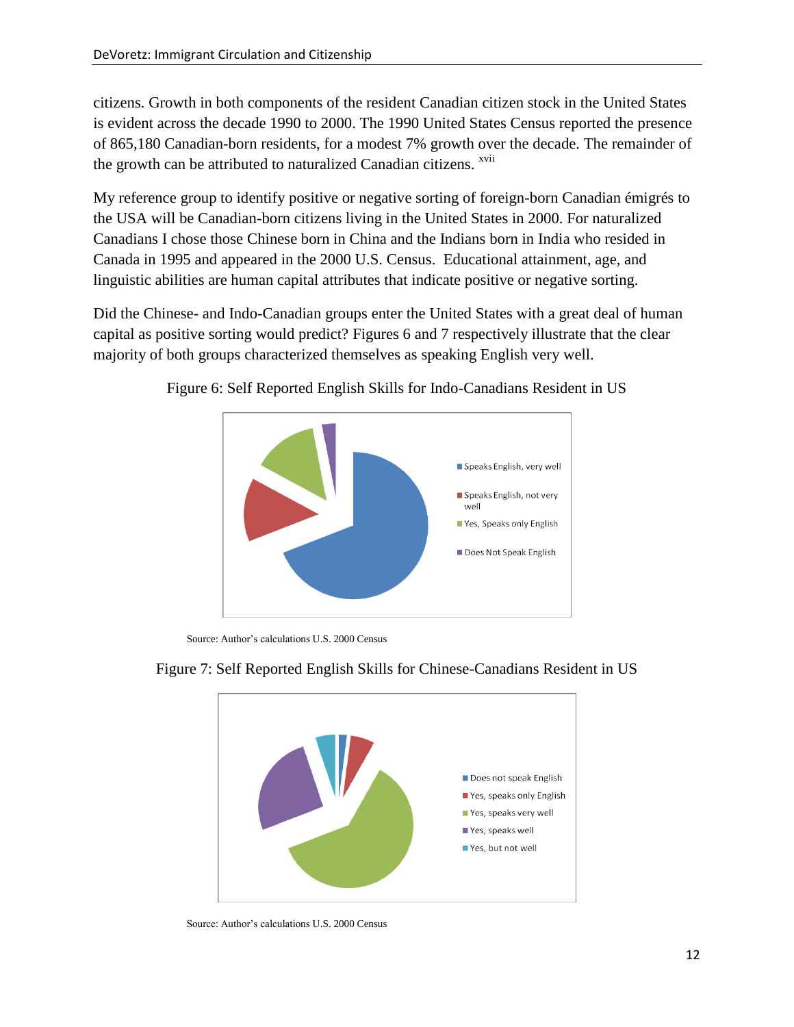citizens. Growth in both components of the resident Canadian citizen stock in the United States is evident across the decade 1990 to 2000. The 1990 United States Census reported the presence of 865,180 Canadian-born residents, for a modest 7% growth over the decade. The remainder of the growth can be attributed to naturalized Canadian citizens. [xvii]

My reference group to identify positive or negative sorting of foreign-born Canadian émigrés to the USA will be Canadian-born citizens living in the United States in 2000. For naturalized Canadians I chose those Chinese born in China and the Indians born in India who resided in Canada in 1995 and appeared in the 2000 U.S. Census. Educational attainment, age, and linguistic abilities are human capital attributes that indicate positive or negative sorting.

Did the Chinese- and Indo-Canadian groups enter the United States with a great deal of human capital as positive sorting would predict? Figures 6 and 7 respectively illustrate that the clear majority of both groups characterized themselves as speaking English very well.

Figure 6: Self Reported English Skills for Indo-Canadians Resident in US

- Speaks English, very well
- Speaks English, not very well
- Yes, Speaks only English
- Does Not Speak English

Source: Author's calculations U.S. 2000 Census

Figure 7: Self Reported English Skills for Chinese-Canadians Resident in US

- Does not speak English
- Yes, speaks only English
- Yes, speaks very well
- Yes, speaks well
- Yes, but not well

Source: Author's calculations U.S. 2000 Census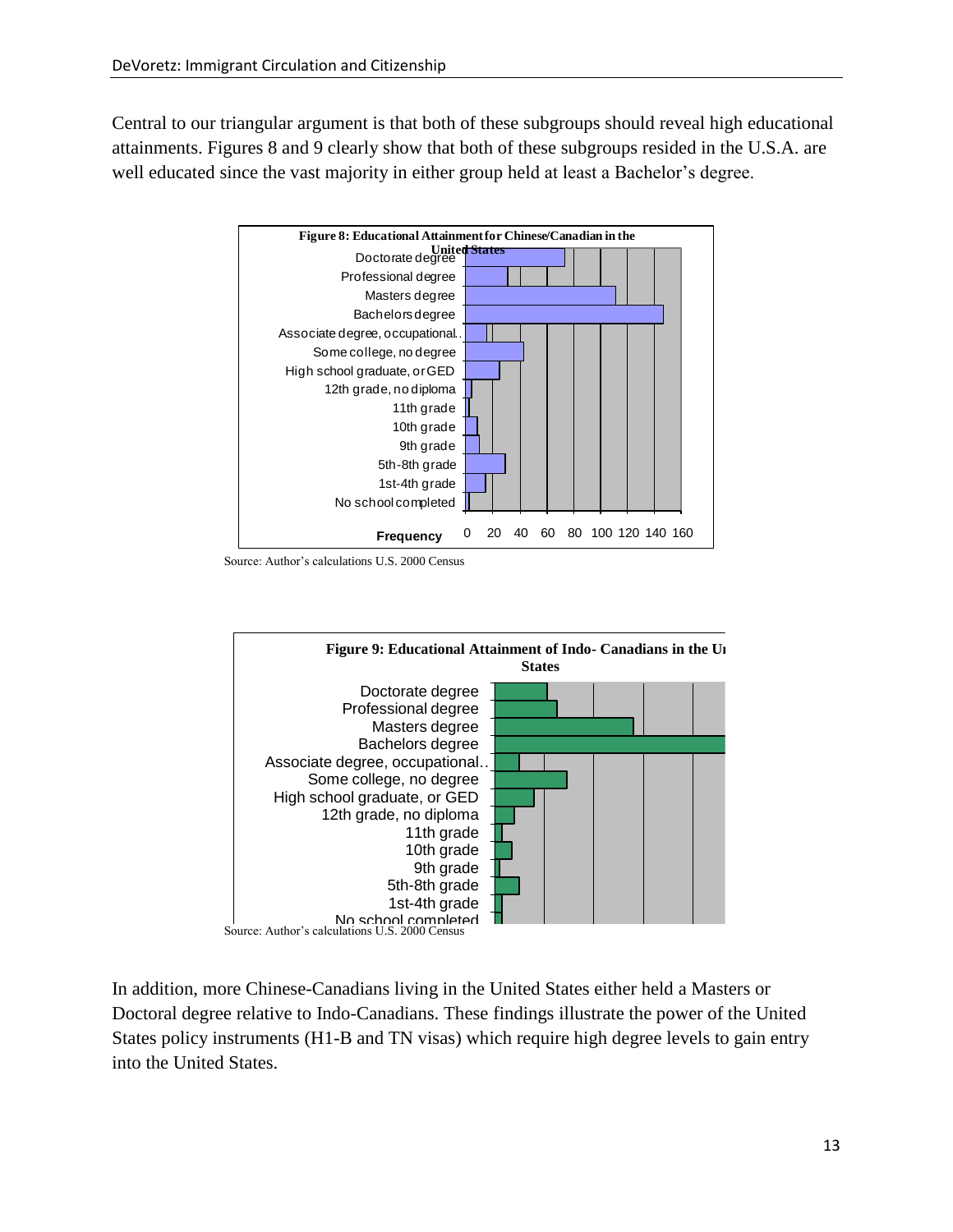Central to our triangular argument is that both of these subgroups should reveal high educational attainments. Figures 8 and 9 clearly show that both of these subgroups resided in the U.S.A. are well educated since the vast majority in either group held at least a Bachelor's degree.

**Figure 8: Educational Attainment for Chinese/Canadian in the United States**

Source: Author's calculations U.S. 2000 Census

**Figure 9: Educational Attainment of Indo- Canadians in the United States**

Source: Author's calculations U.S. 2000 Census

In addition, more Chinese-Canadians living in the United States either held a Masters or Doctoral degree relative to Indo-Canadians. These findings illustrate the power of the United States policy instruments (H1-B and TN visas) which require high degree levels to gain entry into the United States.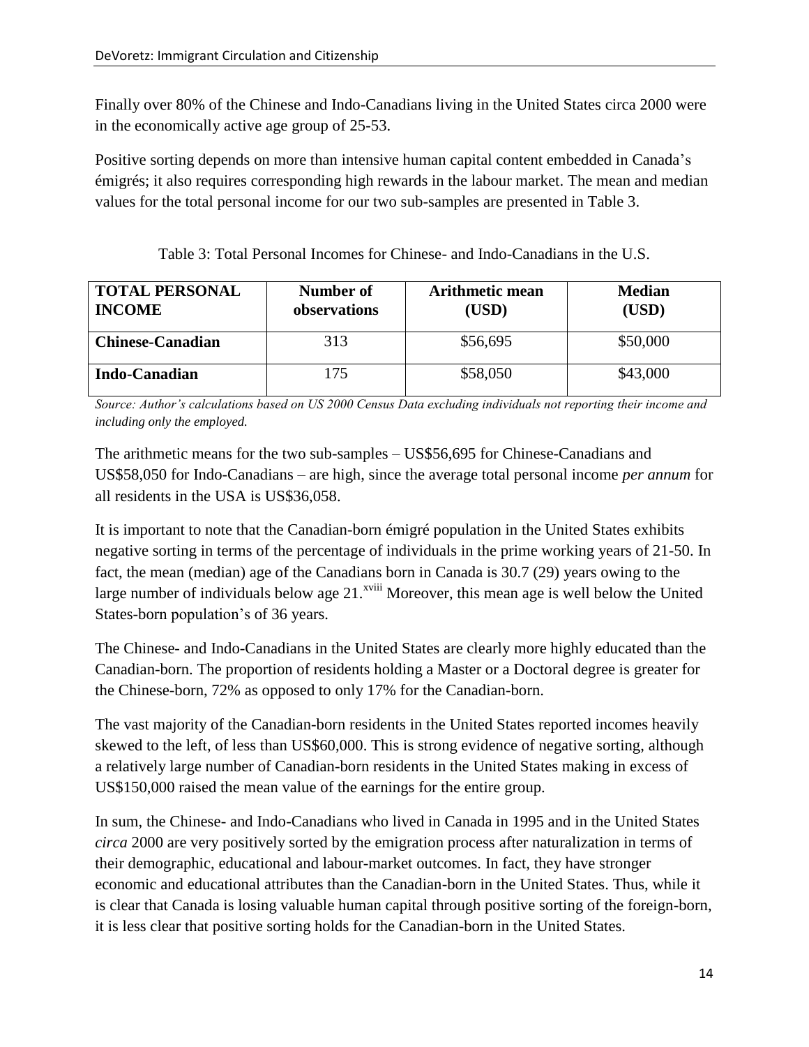Finally over 80% of the Chinese and Indo-Canadians living in the United States circa 2000 were in the economically active age group of 25-53.

Positive sorting depends on more than intensive human capital content embedded in Canada's émigrés; it also requires corresponding high rewards in the labour market. The mean and median values for the total personal income for our two sub-samples are presented in Table 3.

Table 3: Total Personal Incomes for Chinese- and Indo-Canadians in the U.S.

| TOTAL PERSONAL INCOME | Number of observations | Arithmetic mean (USD) | Median (USD) |
|---|---|---|---|
| **Chinese-Canadian** | 313 | $56,695 | $50,000 |
| **Indo-Canadian** | 175 | $58,050 | $43,000 |

*Source: Author's calculations based on US 2000 Census Data excluding individuals not reporting their income and including only the employed.*

The arithmetic means for the two sub-samples – US$56,695 for Chinese-Canadians and US$58,050 for Indo-Canadians – are high, since the average total personal income *per annum* for all residents in the USA is US$36,058.

It is important to note that the Canadian-born émigré population in the United States exhibits negative sorting in terms of the percentage of individuals in the prime working years of 21-50. In fact, the mean (median) age of the Canadians born in Canada is 30.7 (29) years owing to the large number of individuals below age 21.[xviii] Moreover, this mean age is well below the United States-born population's of 36 years.

The Chinese- and Indo-Canadians in the United States are clearly more highly educated than the Canadian-born. The proportion of residents holding a Master or a Doctoral degree is greater for the Chinese-born, 72% as opposed to only 17% for the Canadian-born.

The vast majority of the Canadian-born residents in the United States reported incomes heavily skewed to the left, of less than US$60,000. This is strong evidence of negative sorting, although a relatively large number of Canadian-born residents in the United States making in excess of US$150,000 raised the mean value of the earnings for the entire group.

In sum, the Chinese- and Indo-Canadians who lived in Canada in 1995 and in the United States *circa* 2000 are very positively sorted by the emigration process after naturalization in terms of their demographic, educational and labour-market outcomes. In fact, they have stronger economic and educational attributes than the Canadian-born in the United States. Thus, while it is clear that Canada is losing valuable human capital through positive sorting of the foreign-born, it is less clear that positive sorting holds for the Canadian-born in the United States.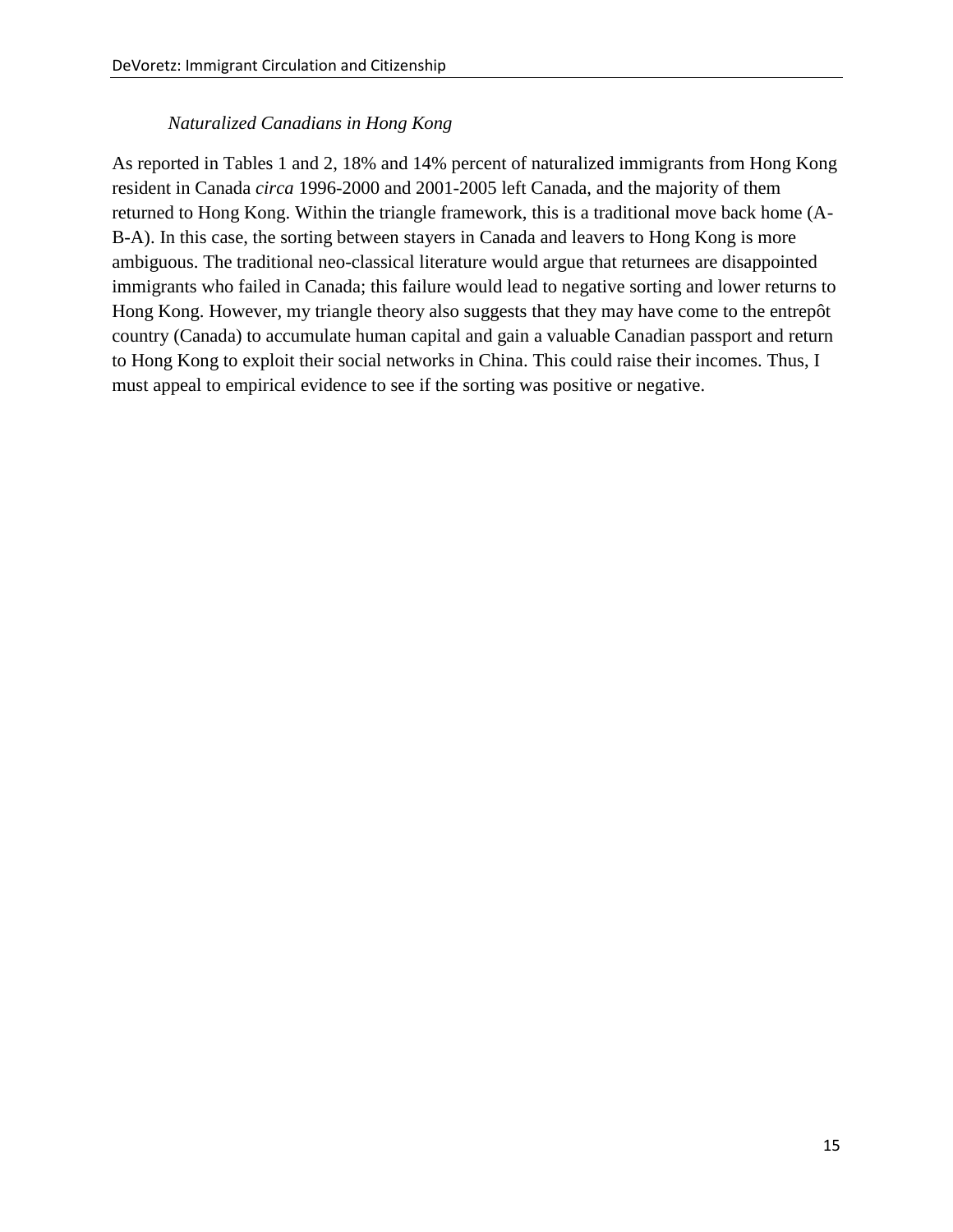*Naturalized Canadians in Hong Kong*

As reported in Tables 1 and 2, 18% and 14% percent of naturalized immigrants from Hong Kong resident in Canada *circa* 1996-2000 and 2001-2005 left Canada, and the majority of them returned to Hong Kong. Within the triangle framework, this is a traditional move back home (A-B-A). In this case, the sorting between stayers in Canada and leavers to Hong Kong is more ambiguous. The traditional neo-classical literature would argue that returnees are disappointed immigrants who failed in Canada; this failure would lead to negative sorting and lower returns to Hong Kong. However, my triangle theory also suggests that they may have come to the entrepôt country (Canada) to accumulate human capital and gain a valuable Canadian passport and return to Hong Kong to exploit their social networks in China. This could raise their incomes. Thus, I must appeal to empirical evidence to see if the sorting was positive or negative.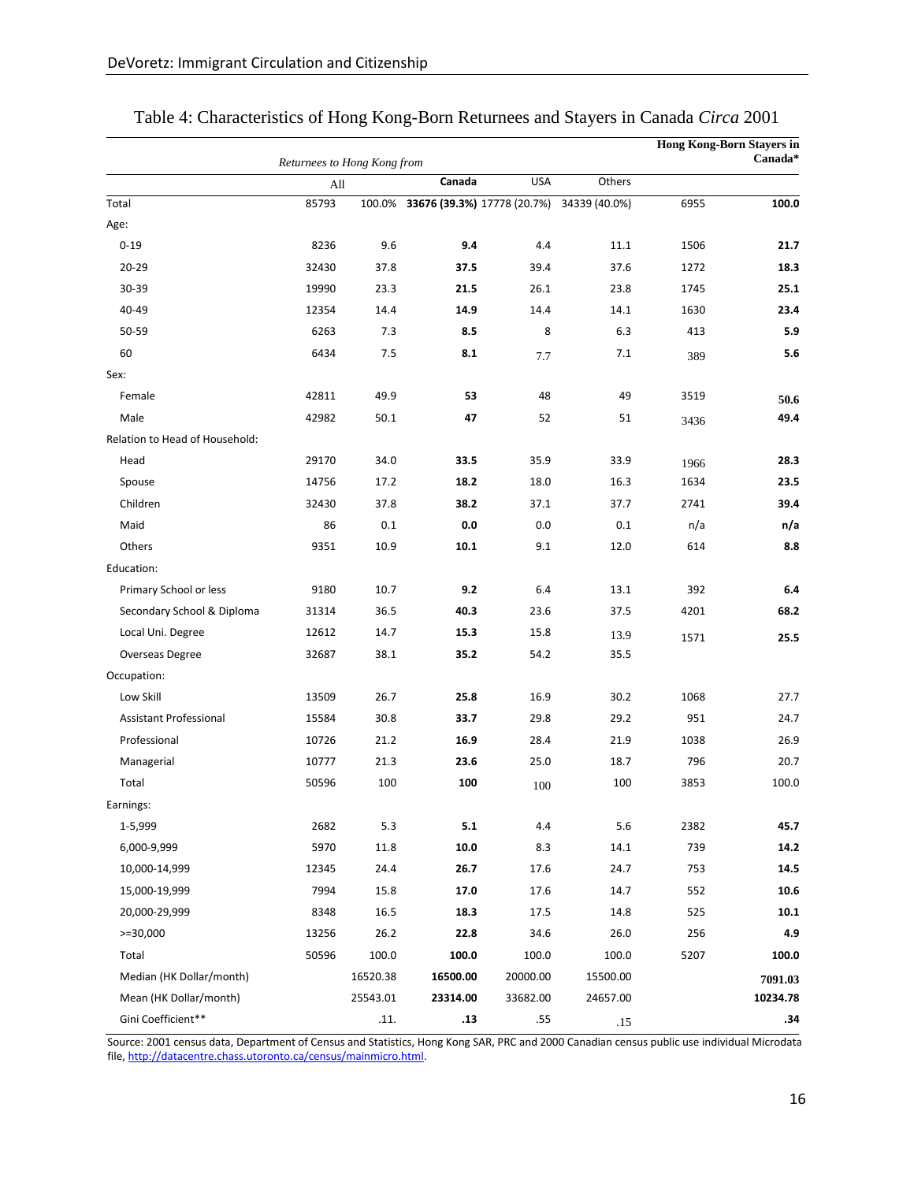Table 4: Characteristics of Hong Kong-Born Returnees and Stayers in Canada *Circa* 2001

| | *Returnees to Hong Kong from* | | | | | Hong Kong-Born Stayers in Canada* | |
|---|---|---|---|---|---|---|---|
| | All | | Canada | USA | Others | | |
| Total | 85793 | 100.0% | **33676 (39.3%)** | 17778 (20.7%) | 34339 (40.0%) | 6955 | **100.0** |
| Age: | | | | | | | |
| 0-19 | 8236 | 9.6 | **9.4** | 4.4 | 11.1 | 1506 | **21.7** |
| 20-29 | 32430 | 37.8 | **37.5** | 39.4 | 37.6 | 1272 | **18.3** |
| 30-39 | 19990 | 23.3 | **21.5** | 26.1 | 23.8 | 1745 | **25.1** |
| 40-49 | 12354 | 14.4 | **14.9** | 14.4 | 14.1 | 1630 | **23.4** |
| 50-59 | 6263 | 7.3 | **8.5** | 8 | 6.3 | 413 | **5.9** |
| 60 | 6434 | 7.5 | **8.1** | 7.7 | 7.1 | 389 | **5.6** |
| Sex: | | | | | | | |
| Female | 42811 | 49.9 | **53** | 48 | 49 | 3519 | **50.6** |
| Male | 42982 | 50.1 | **47** | 52 | 51 | 3436 | **49.4** |
| Relation to Head of Household: | | | | | | | |
| Head | 29170 | 34.0 | **33.5** | 35.9 | 33.9 | 1966 | **28.3** |
| Spouse | 14756 | 17.2 | **18.2** | 18.0 | 16.3 | 1634 | **23.5** |
| Children | 32430 | 37.8 | **38.2** | 37.1 | 37.7 | 2741 | **39.4** |
| Maid | 86 | 0.1 | **0.0** | 0.0 | 0.1 | n/a | **n/a** |
| Others | 9351 | 10.9 | **10.1** | 9.1 | 12.0 | 614 | **8.8** |
| Education: | | | | | | | |
| Primary School or less | 9180 | 10.7 | **9.2** | 6.4 | 13.1 | 392 | **6.4** |
| Secondary School & Diploma | 31314 | 36.5 | **40.3** | 23.6 | 37.5 | 4201 | **68.2** |
| Local Uni. Degree | 12612 | 14.7 | **15.3** | 15.8 | 13.9 | 1571 | **25.5** |
| Overseas Degree | 32687 | 38.1 | **35.2** | 54.2 | 35.5 | | |
| Occupation: | | | | | | | |
| Low Skill | 13509 | 26.7 | **25.8** | 16.9 | 30.2 | 1068 | 27.7 |
| Assistant Professional | 15584 | 30.8 | **33.7** | 29.8 | 29.2 | 951 | 24.7 |
| Professional | 10726 | 21.2 | **16.9** | 28.4 | 21.9 | 1038 | 26.9 |
| Managerial | 10777 | 21.3 | **23.6** | 25.0 | 18.7 | 796 | 20.7 |
| Total | 50596 | 100 | **100** | 100 | 100 | 3853 | 100.0 |
| Earnings: | | | | | | | |
| 1-5,999 | 2682 | 5.3 | **5.1** | 4.4 | 5.6 | 2382 | **45.7** |
| 6,000-9,999 | 5970 | 11.8 | **10.0** | 8.3 | 14.1 | 739 | **14.2** |
| 10,000-14,999 | 12345 | 24.4 | **26.7** | 17.6 | 24.7 | 753 | **14.5** |
| 15,000-19,999 | 7994 | 15.8 | **17.0** | 17.6 | 14.7 | 552 | **10.6** |
| 20,000-29,999 | 8348 | 16.5 | **18.3** | 17.5 | 14.8 | 525 | **10.1** |
| >=30,000 | 13256 | 26.2 | **22.8** | 34.6 | 26.0 | 256 | **4.9** |
| Total | 50596 | 100.0 | **100.0** | 100.0 | 100.0 | 5207 | **100.0** |
| Median (HK Dollar/month) | | 16520.38 | **16500.00** | 20000.00 | 15500.00 | | **7091.03** |
| Mean (HK Dollar/month) | | 25543.01 | **23314.00** | 33682.00 | 24657.00 | | **10234.78** |
| Gini Coefficient** | | .11. | **.13** | .55 | .15 | | **.34** |

Source: 2001 census data, Department of Census and Statistics, Hong Kong SAR, PRC and 2000 Canadian census public use individual Microdata file, http://datacentre.chass.utoronto.ca/census/mainmicro.html.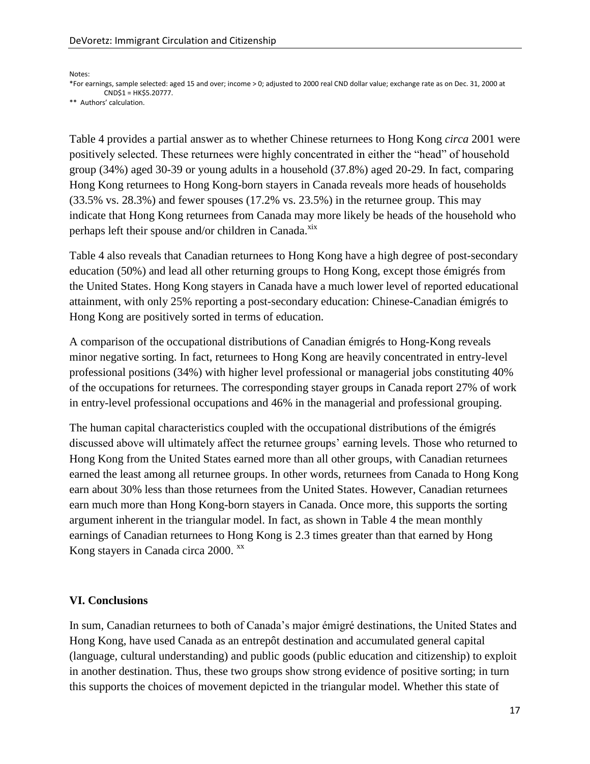Notes:

*For earnings, sample selected: aged 15 and over; income > 0; adjusted to 2000 real CND dollar value; exchange rate as on Dec. 31, 2000 at CND$1 = HK$5.20777.

** Authors' calculation.

Table 4 provides a partial answer as to whether Chinese returnees to Hong Kong *circa* 2001 were positively selected. These returnees were highly concentrated in either the "head" of household group (34%) aged 30-39 or young adults in a household (37.8%) aged 20-29. In fact, comparing Hong Kong returnees to Hong Kong-born stayers in Canada reveals more heads of households (33.5% vs. 28.3%) and fewer spouses (17.2% vs. 23.5%) in the returnee group. This may indicate that Hong Kong returnees from Canada may more likely be heads of the household who perhaps left their spouse and/or children in Canada.[xix]

Table 4 also reveals that Canadian returnees to Hong Kong have a high degree of post-secondary education (50%) and lead all other returning groups to Hong Kong, except those émigrés from the United States. Hong Kong stayers in Canada have a much lower level of reported educational attainment, with only 25% reporting a post-secondary education: Chinese-Canadian émigrés to Hong Kong are positively sorted in terms of education.

A comparison of the occupational distributions of Canadian émigrés to Hong-Kong reveals minor negative sorting. In fact, returnees to Hong Kong are heavily concentrated in entry-level professional positions (34%) with higher level professional or managerial jobs constituting 40% of the occupations for returnees. The corresponding stayer groups in Canada report 27% of work in entry-level professional occupations and 46% in the managerial and professional grouping.

The human capital characteristics coupled with the occupational distributions of the émigrés discussed above will ultimately affect the returnee groups' earning levels. Those who returned to Hong Kong from the United States earned more than all other groups, with Canadian returnees earned the least among all returnee groups. In other words, returnees from Canada to Hong Kong earn about 30% less than those returnees from the United States. However, Canadian returnees earn much more than Hong Kong-born stayers in Canada. Once more, this supports the sorting argument inherent in the triangular model. In fact, as shown in Table 4 the mean monthly earnings of Canadian returnees to Hong Kong is 2.3 times greater than that earned by Hong Kong stayers in Canada circa 2000. [xx]

## VI. Conclusions

In sum, Canadian returnees to both of Canada's major émigré destinations, the United States and Hong Kong, have used Canada as an entrepôt destination and accumulated general capital (language, cultural understanding) and public goods (public education and citizenship) to exploit in another destination. Thus, these two groups show strong evidence of positive sorting; in turn this supports the choices of movement depicted in the triangular model. Whether this state of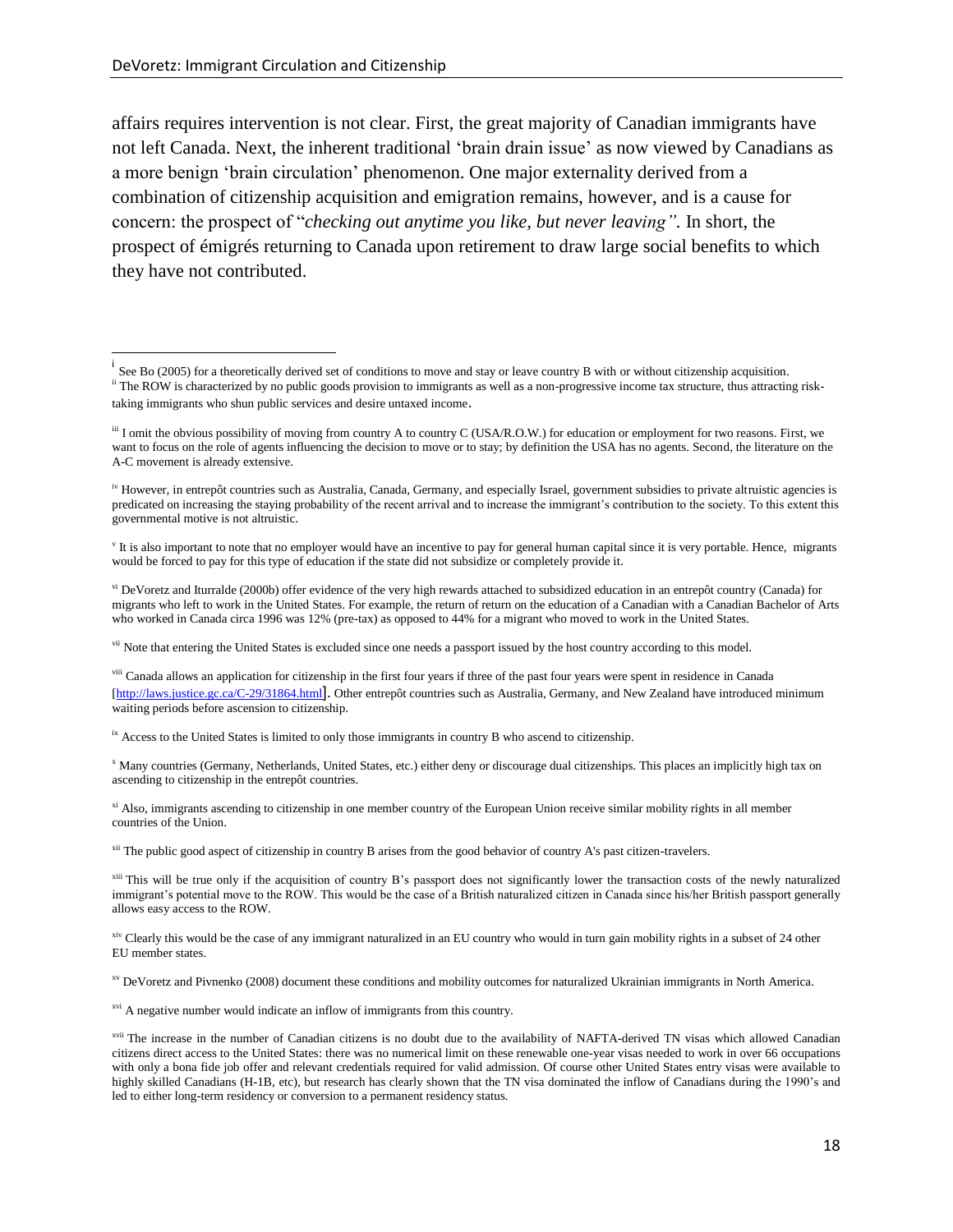affairs requires intervention is not clear. First, the great majority of Canadian immigrants have not left Canada. Next, the inherent traditional 'brain drain issue' as now viewed by Canadians as a more benign 'brain circulation' phenomenon. One major externality derived from a combination of citizenship acquisition and emigration remains, however, and is a cause for concern: the prospect of "*checking out anytime you like, but never leaving"*. In short, the prospect of émigrés returning to Canada upon retirement to draw large social benefits to which they have not contributed.

---

[i] See Bo (2005) for a theoretically derived set of conditions to move and stay or leave country B with or without citizenship acquisition.

[ii] The ROW is characterized by no public goods provision to immigrants as well as a non-progressive income tax structure, thus attracting risk-taking immigrants who shun public services and desire untaxed income.

[iii] I omit the obvious possibility of moving from country A to country C (USA/R.O.W.) for education or employment for two reasons. First, we want to focus on the role of agents influencing the decision to move or to stay; by definition the USA has no agents. Second, the literature on the A-C movement is already extensive.

[iv] However, in entrepôt countries such as Australia, Canada, Germany, and especially Israel, government subsidies to private altruistic agencies is predicated on increasing the staying probability of the recent arrival and to increase the immigrant's contribution to the society. To this extent this governmental motive is not altruistic.

[v] It is also important to note that no employer would have an incentive to pay for general human capital since it is very portable. Hence, migrants would be forced to pay for this type of education if the state did not subsidize or completely provide it.

[vi] DeVoretz and Iturralde (2000b) offer evidence of the very high rewards attached to subsidized education in an entrepôt country (Canada) for migrants who left to work in the United States. For example, the return of return on the education of a Canadian with a Canadian Bachelor of Arts who worked in Canada circa 1996 was 12% (pre-tax) as opposed to 44% for a migrant who moved to work in the United States.

[vii] Note that entering the United States is excluded since one needs a passport issued by the host country according to this model.

[viii] Canada allows an application for citizenship in the first four years if three of the past four years were spent in residence in Canada [http://laws.justice.gc.ca/C-29/31864.html]. Other entrepôt countries such as Australia, Germany, and New Zealand have introduced minimum waiting periods before ascension to citizenship.

[ix] Access to the United States is limited to only those immigrants in country B who ascend to citizenship.

[x] Many countries (Germany, Netherlands, United States, etc.) either deny or discourage dual citizenships. This places an implicitly high tax on ascending to citizenship in the entrepôt countries.

[xi] Also, immigrants ascending to citizenship in one member country of the European Union receive similar mobility rights in all member countries of the Union.

[xii] The public good aspect of citizenship in country B arises from the good behavior of country A's past citizen-travelers.

[xiii] This will be true only if the acquisition of country B's passport does not significantly lower the transaction costs of the newly naturalized immigrant's potential move to the ROW. This would be the case of a British naturalized citizen in Canada since his/her British passport generally allows easy access to the ROW.

[xiv] Clearly this would be the case of any immigrant naturalized in an EU country who would in turn gain mobility rights in a subset of 24 other EU member states.

[xv] DeVoretz and Pivnenko (2008) document these conditions and mobility outcomes for naturalized Ukrainian immigrants in North America.

[xvi] A negative number would indicate an inflow of immigrants from this country.

[xvii] The increase in the number of Canadian citizens is no doubt due to the availability of NAFTA-derived TN visas which allowed Canadian citizens direct access to the United States: there was no numerical limit on these renewable one-year visas needed to work in over 66 occupations with only a bona fide job offer and relevant credentials required for valid admission. Of course other United States entry visas were available to highly skilled Canadians (H-1B, etc), but research has clearly shown that the TN visa dominated the inflow of Canadians during the 1990's and led to either long-term residency or conversion to a permanent residency status.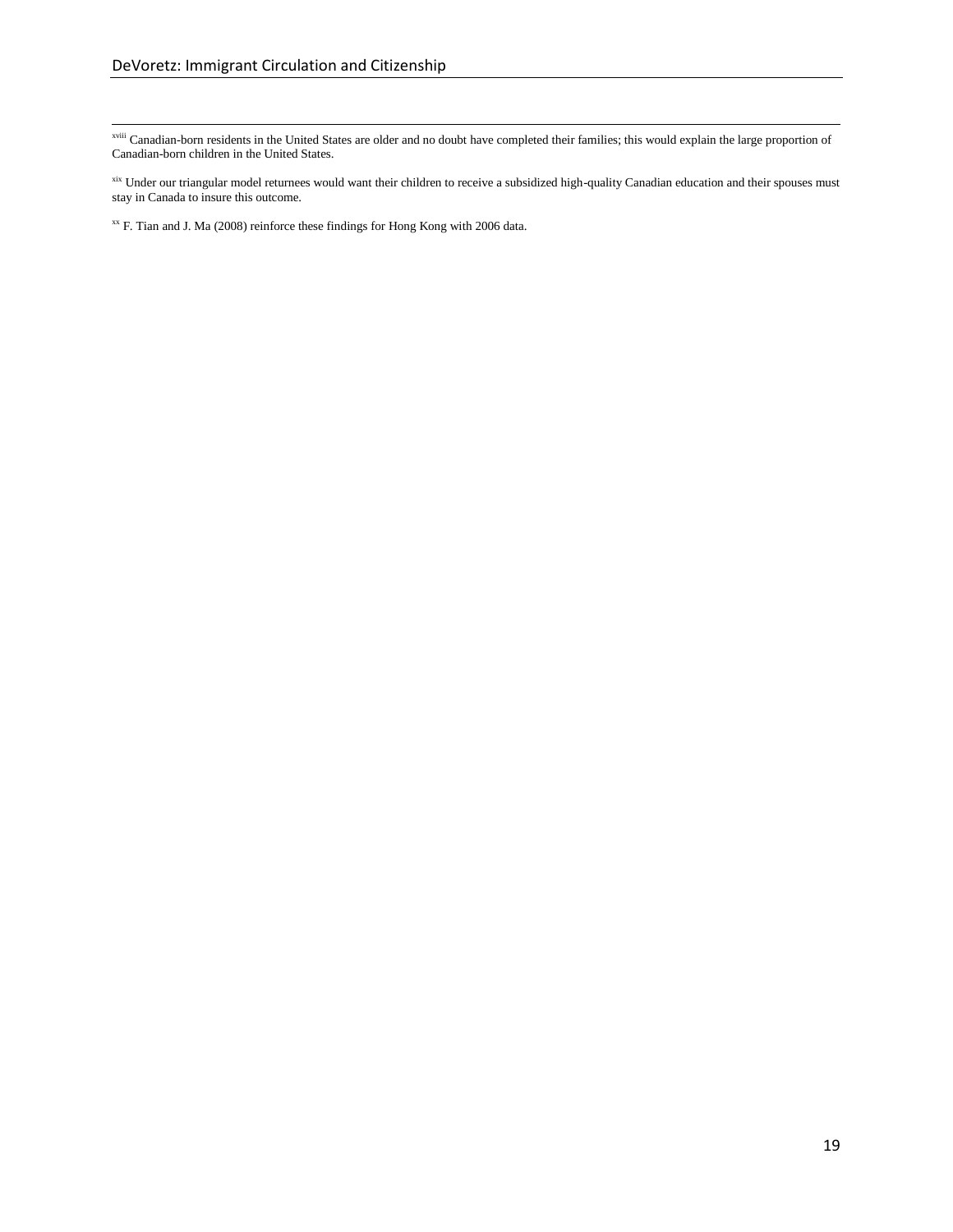[xviii] Canadian-born residents in the United States are older and no doubt have completed their families; this would explain the large proportion of Canadian-born children in the United States.

[xix] Under our triangular model returnees would want their children to receive a subsidized high-quality Canadian education and their spouses must stay in Canada to insure this outcome.

[xx] F. Tian and J. Ma (2008) reinforce these findings for Hong Kong with 2006 data.